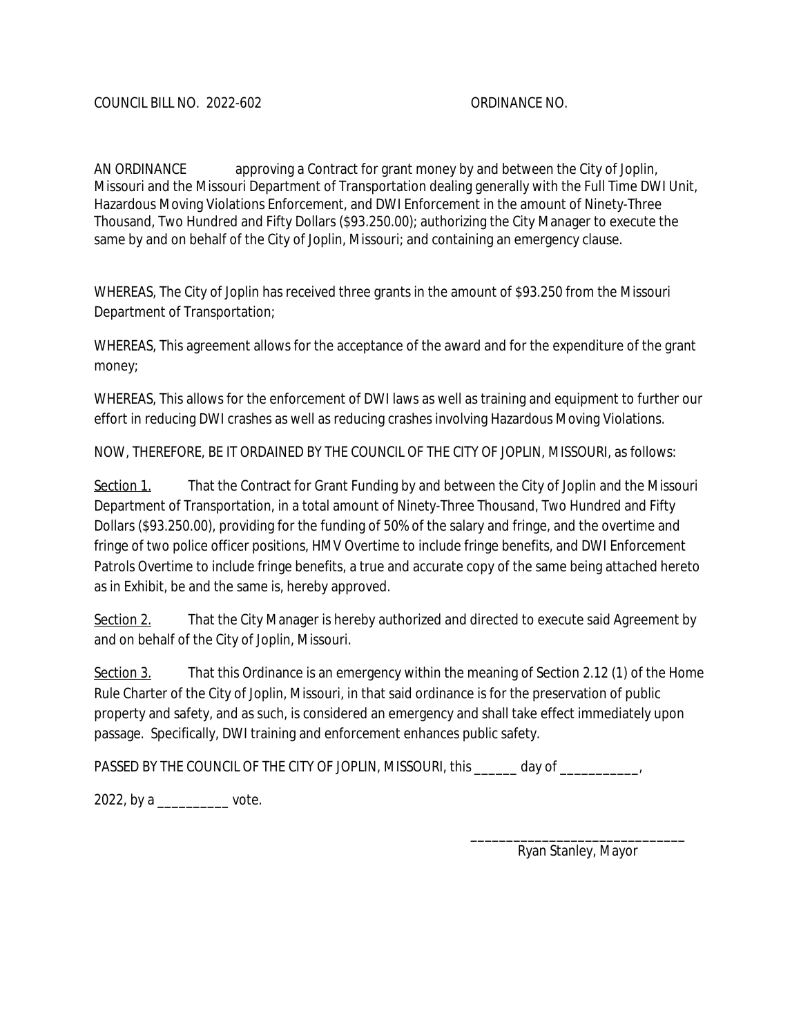COUNCIL BILL NO. 2022-602 ORDINANCE NO.

AN ORDINANCE approving a Contract for grant money by and between the City of Joplin, Missouri and the Missouri Department of Transportation dealing generally with the Full Time DWI Unit, Hazardous Moving Violations Enforcement, and DWI Enforcement in the amount of Ninety-Three Thousand, Two Hundred and Fifty Dollars ($93.250.00); authorizing the City Manager to execute the same by and on behalf of the City of Joplin, Missouri; and containing an emergency clause.

WHEREAS, The City of Joplin has received three grants in the amount of $93.250 from the Missouri Department of Transportation;

WHEREAS, This agreement allows for the acceptance of the award and for the expenditure of the grant money;

WHEREAS, This allows for the enforcement of DWI laws as well as training and equipment to further our effort in reducing DWI crashes as well as reducing crashes involving Hazardous Moving Violations.

NOW, THEREFORE, BE IT ORDAINED BY THE COUNCIL OF THE CITY OF JOPLIN, MISSOURI, as follows:

Section 1. That the Contract for Grant Funding by and between the City of Joplin and the Missouri Department of Transportation, in a total amount of Ninety-Three Thousand, Two Hundred and Fifty Dollars ($93.250.00), providing for the funding of 50% of the salary and fringe, and the overtime and fringe of two police officer positions, HMV Overtime to include fringe benefits, and DWI Enforcement Patrols Overtime to include fringe benefits, a true and accurate copy of the same being attached hereto as in Exhibit, be and the same is, hereby approved.

Section 2. That the City Manager is hereby authorized and directed to execute said Agreement by and on behalf of the City of Joplin, Missouri.

Section 3. That this Ordinance is an emergency within the meaning of Section 2.12 (1) of the Home Rule Charter of the City of Joplin, Missouri, in that said ordinance is for the preservation of public property and safety, and as such, is considered an emergency and shall take effect immediately upon passage. Specifically, DWI training and enforcement enhances public safety.

PASSED BY THE COUNCIL OF THE CITY OF JOPLIN, MISSOURI, this ______ day of ___________, 2022, by a __________ vote.

______________________________
Ryan Stanley, Mayor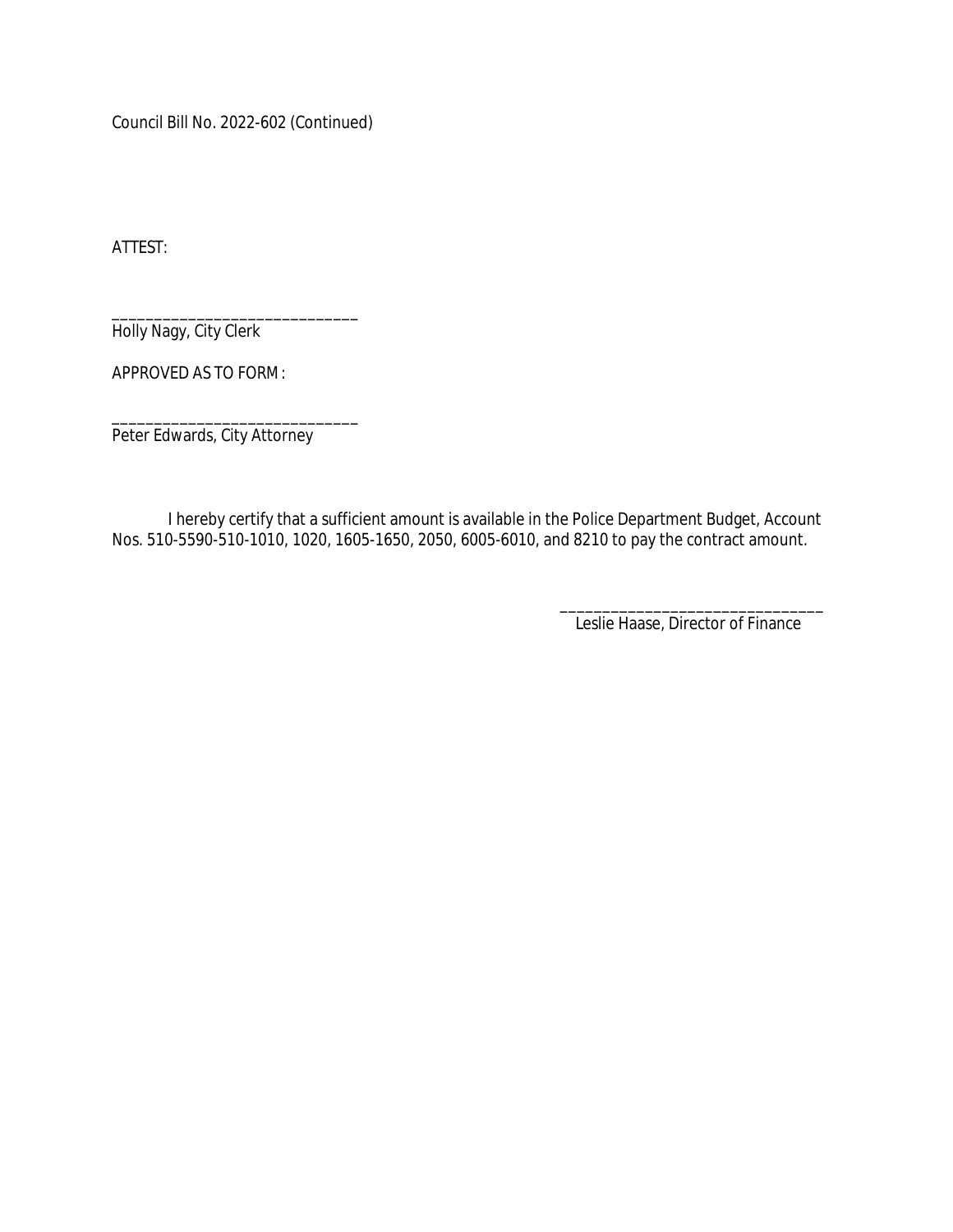Council Bill No. 2022-602 (Continued)

ATTEST:

\_\_\_\_\_\_\_\_\_\_\_\_\_\_\_\_\_\_\_\_\_\_\_\_\_\_\_\_\_\_
Holly Nagy, City Clerk

APPROVED AS TO FORM:

\_\_\_\_\_\_\_\_\_\_\_\_\_\_\_\_\_\_\_\_\_\_\_\_\_\_\_\_\_\_
Peter Edwards, City Attorney

I hereby certify that a sufficient amount is available in the Police Department Budget, Account Nos. 510-5590-510-1010, 1020, 1605-1650, 2050, 6005-6010, and 8210 to pay the contract amount.

\_\_\_\_\_\_\_\_\_\_\_\_\_\_\_\_\_\_\_\_\_\_\_\_\_\_\_\_\_\_\_\_
Leslie Haase, Director of Finance